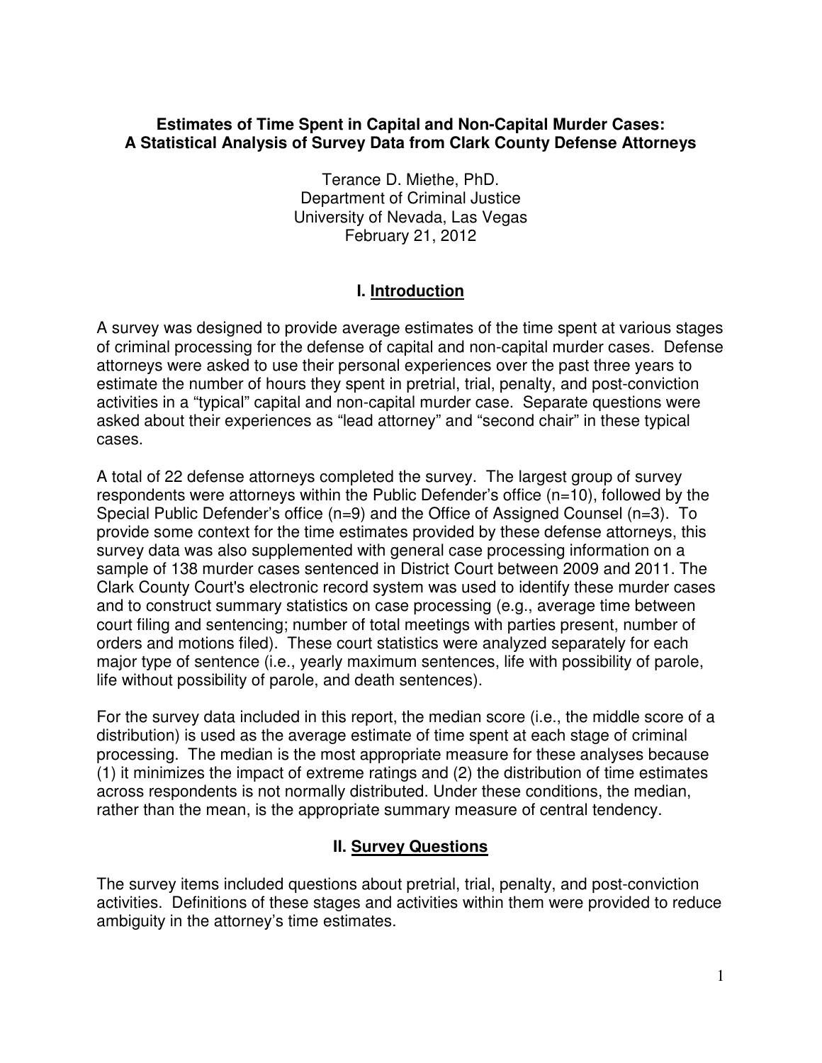# Estimates of Time Spent in Capital and Non-Capital Murder Cases: A Statistical Analysis of Survey Data from Clark County Defense Attorneys

Terance D. Miethe, PhD.
Department of Criminal Justice
University of Nevada, Las Vegas
February 21, 2012

## I. Introduction

A survey was designed to provide average estimates of the time spent at various stages of criminal processing for the defense of capital and non-capital murder cases. Defense attorneys were asked to use their personal experiences over the past three years to estimate the number of hours they spent in pretrial, trial, penalty, and post-conviction activities in a "typical" capital and non-capital murder case. Separate questions were asked about their experiences as "lead attorney" and "second chair" in these typical cases.

A total of 22 defense attorneys completed the survey. The largest group of survey respondents were attorneys within the Public Defender's office (n=10), followed by the Special Public Defender's office (n=9) and the Office of Assigned Counsel (n=3). To provide some context for the time estimates provided by these defense attorneys, this survey data was also supplemented with general case processing information on a sample of 138 murder cases sentenced in District Court between 2009 and 2011. The Clark County Court's electronic record system was used to identify these murder cases and to construct summary statistics on case processing (e.g., average time between court filing and sentencing; number of total meetings with parties present, number of orders and motions filed). These court statistics were analyzed separately for each major type of sentence (i.e., yearly maximum sentences, life with possibility of parole, life without possibility of parole, and death sentences).

For the survey data included in this report, the median score (i.e., the middle score of a distribution) is used as the average estimate of time spent at each stage of criminal processing. The median is the most appropriate measure for these analyses because (1) it minimizes the impact of extreme ratings and (2) the distribution of time estimates across respondents is not normally distributed. Under these conditions, the median, rather than the mean, is the appropriate summary measure of central tendency.

## II. Survey Questions

The survey items included questions about pretrial, trial, penalty, and post-conviction activities. Definitions of these stages and activities within them were provided to reduce ambiguity in the attorney's time estimates.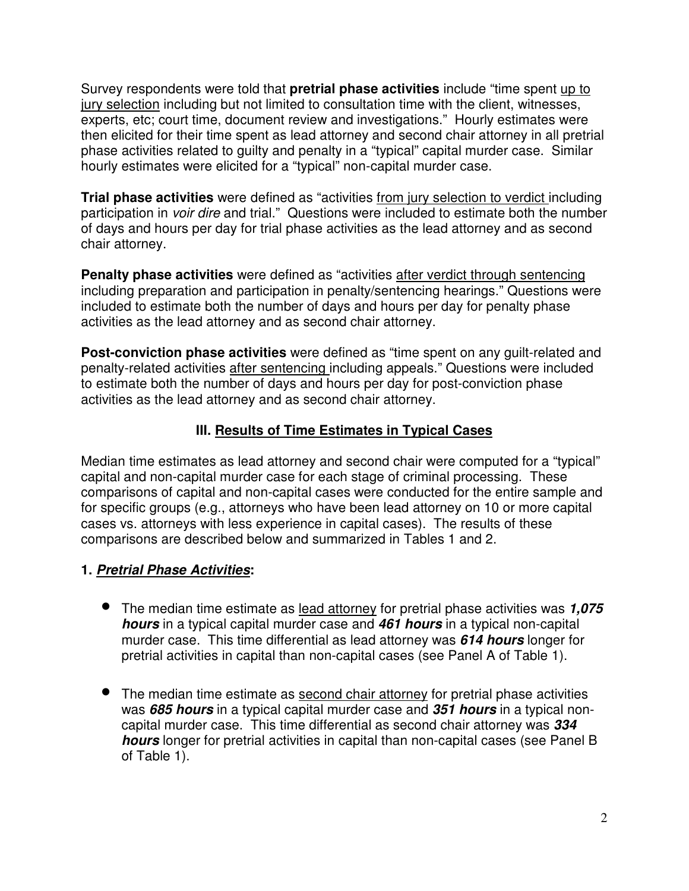Survey respondents were told that **pretrial phase activities** include "time spent up to jury selection including but not limited to consultation time with the client, witnesses, experts, etc; court time, document review and investigations." Hourly estimates were then elicited for their time spent as lead attorney and second chair attorney in all pretrial phase activities related to guilty and penalty in a "typical" capital murder case. Similar hourly estimates were elicited for a "typical" non-capital murder case.

**Trial phase activities** were defined as "activities from jury selection to verdict including participation in *voir dire* and trial." Questions were included to estimate both the number of days and hours per day for trial phase activities as the lead attorney and as second chair attorney.

**Penalty phase activities** were defined as "activities after verdict through sentencing including preparation and participation in penalty/sentencing hearings." Questions were included to estimate both the number of days and hours per day for penalty phase activities as the lead attorney and as second chair attorney.

**Post-conviction phase activities** were defined as "time spent on any guilt-related and penalty-related activities after sentencing including appeals." Questions were included to estimate both the number of days and hours per day for post-conviction phase activities as the lead attorney and as second chair attorney.

## III. Results of Time Estimates in Typical Cases

Median time estimates as lead attorney and second chair were computed for a "typical" capital and non-capital murder case for each stage of criminal processing. These comparisons of capital and non-capital cases were conducted for the entire sample and for specific groups (e.g., attorneys who have been lead attorney on 10 or more capital cases vs. attorneys with less experience in capital cases). The results of these comparisons are described below and summarized in Tables 1 and 2.

### 1. ***Pretrial Phase Activities*:**

- The median time estimate as lead attorney for pretrial phase activities was ***1,075 hours*** in a typical capital murder case and ***461 hours*** in a typical non-capital murder case. This time differential as lead attorney was ***614 hours*** longer for pretrial activities in capital than non-capital cases (see Panel A of Table 1).

- The median time estimate as second chair attorney for pretrial phase activities was ***685 hours*** in a typical capital murder case and ***351 hours*** in a typical non-capital murder case. This time differential as second chair attorney was ***334 hours*** longer for pretrial activities in capital than non-capital cases (see Panel B of Table 1).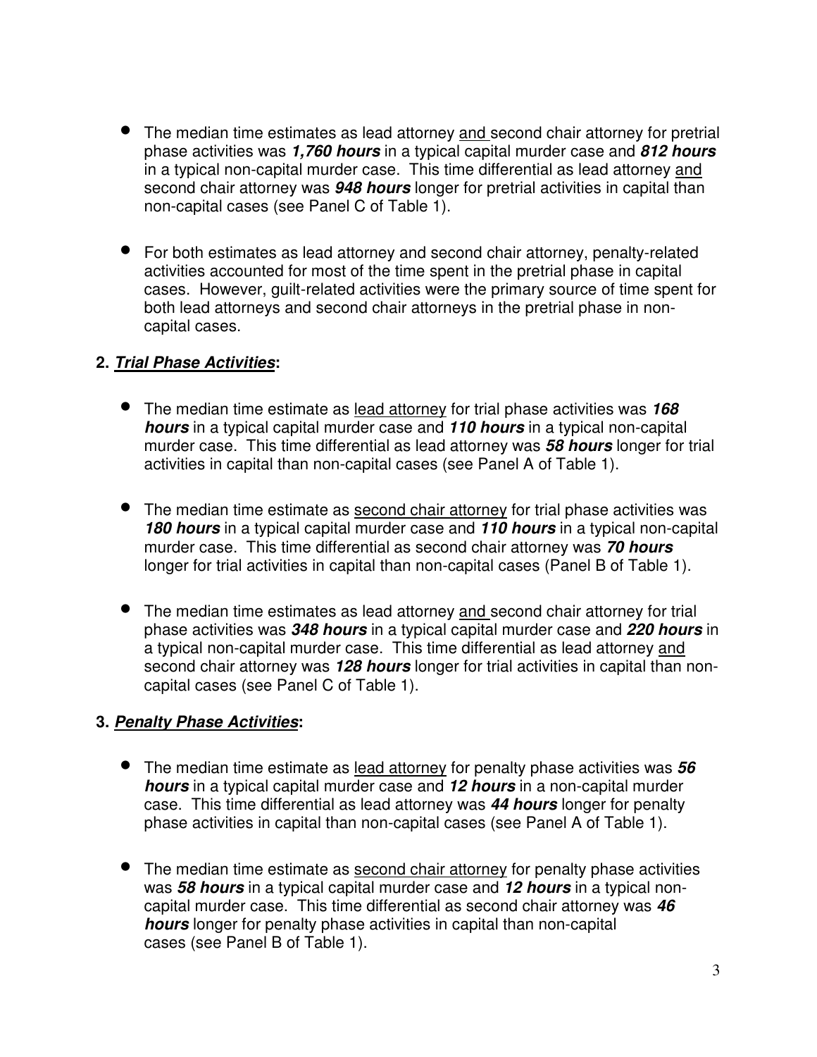- The median time estimates as lead attorney and second chair attorney for pretrial phase activities was ***1,760 hours*** in a typical capital murder case and ***812 hours*** in a typical non-capital murder case. This time differential as lead attorney and second chair attorney was ***948 hours*** longer for pretrial activities in capital than non-capital cases (see Panel C of Table 1).

- For both estimates as lead attorney and second chair attorney, penalty-related activities accounted for most of the time spent in the pretrial phase in capital cases. However, guilt-related activities were the primary source of time spent for both lead attorneys and second chair attorneys in the pretrial phase in non-capital cases.

**2. *Trial Phase Activities*:**

- The median time estimate as lead attorney for trial phase activities was ***168 hours*** in a typical capital murder case and ***110 hours*** in a typical non-capital murder case. This time differential as lead attorney was ***58 hours*** longer for trial activities in capital than non-capital cases (see Panel A of Table 1).

- The median time estimate as second chair attorney for trial phase activities was ***180 hours*** in a typical capital murder case and ***110 hours*** in a typical non-capital murder case. This time differential as second chair attorney was ***70 hours*** longer for trial activities in capital than non-capital cases (Panel B of Table 1).

- The median time estimates as lead attorney and second chair attorney for trial phase activities was ***348 hours*** in a typical capital murder case and ***220 hours*** in a typical non-capital murder case. This time differential as lead attorney and second chair attorney was ***128 hours*** longer for trial activities in capital than non-capital cases (see Panel C of Table 1).

**3. *Penalty Phase Activities*:**

- The median time estimate as lead attorney for penalty phase activities was ***56 hours*** in a typical capital murder case and ***12 hours*** in a non-capital murder case. This time differential as lead attorney was ***44 hours*** longer for penalty phase activities in capital than non-capital cases (see Panel A of Table 1).

- The median time estimate as second chair attorney for penalty phase activities was ***58 hours*** in a typical capital murder case and ***12 hours*** in a typical non-capital murder case. This time differential as second chair attorney was ***46 hours*** longer for penalty phase activities in capital than non-capital cases (see Panel B of Table 1).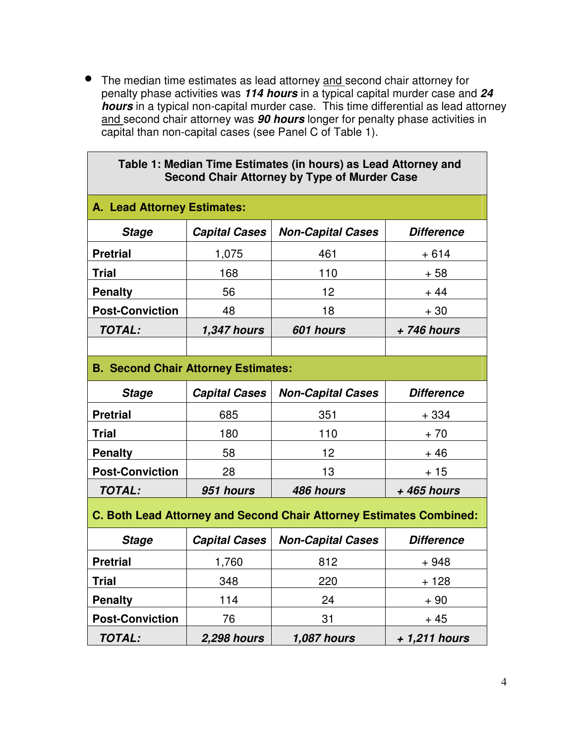- The median time estimates as lead attorney <u>and</u> second chair attorney for penalty phase activities was ***114 hours*** in a typical capital murder case and ***24 hours*** in a typical non-capital murder case. This time differential as lead attorney <u>and</u> second chair attorney was ***90 hours*** longer for penalty phase activities in capital than non-capital cases (see Panel C of Table 1).

**Table 1: Median Time Estimates (in hours) as Lead Attorney and Second Chair Attorney by Type of Murder Case**

| **A. Lead Attorney Estimates:** | | | |
|---|---|---|---|
| ***Stage*** | ***Capital Cases*** | ***Non-Capital Cases*** | ***Difference*** |
| **Pretrial** | 1,075 | 461 | + 614 |
| **Trial** | 168 | 110 | + 58 |
| **Penalty** | 56 | 12 | + 44 |
| **Post-Conviction** | 48 | 18 | + 30 |
| ***TOTAL:*** | ***1,347 hours*** | ***601 hours*** | ***+ 746 hours*** |
| | | | |
| **B. Second Chair Attorney Estimates:** | | | |
| ***Stage*** | ***Capital Cases*** | ***Non-Capital Cases*** | ***Difference*** |
| **Pretrial** | 685 | 351 | + 334 |
| **Trial** | 180 | 110 | + 70 |
| **Penalty** | 58 | 12 | + 46 |
| **Post-Conviction** | 28 | 13 | + 15 |
| ***TOTAL:*** | ***951 hours*** | ***486 hours*** | ***+ 465 hours*** |
| **C. Both Lead Attorney and Second Chair Attorney Estimates Combined:** | | | |
| ***Stage*** | ***Capital Cases*** | ***Non-Capital Cases*** | ***Difference*** |
| **Pretrial** | 1,760 | 812 | + 948 |
| **Trial** | 348 | 220 | + 128 |
| **Penalty** | 114 | 24 | + 90 |
| **Post-Conviction** | 76 | 31 | + 45 |
| ***TOTAL:*** | ***2,298 hours*** | ***1,087 hours*** | ***+ 1,211 hours*** |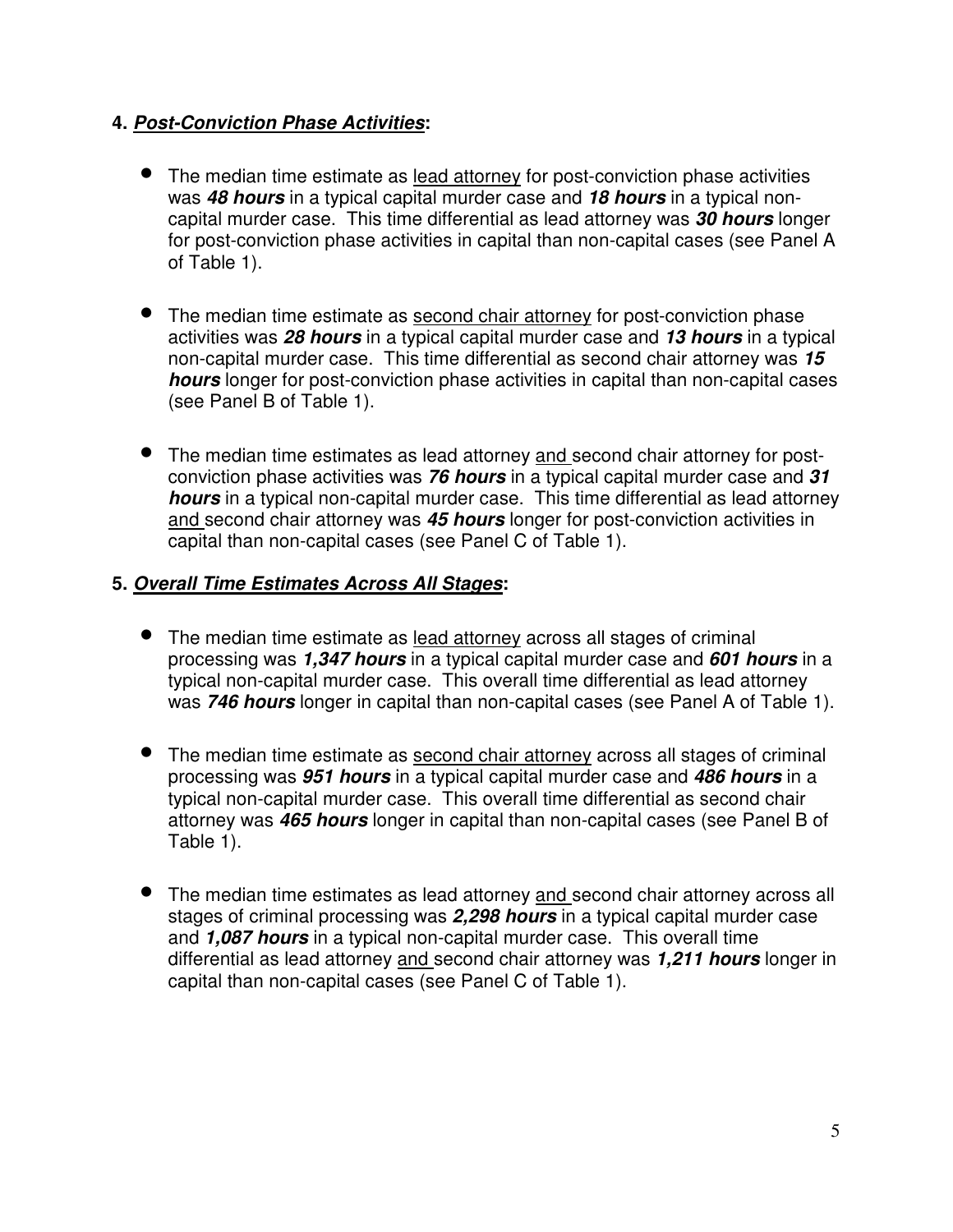**4. *Post-Conviction Phase Activities*:**

- The median time estimate as lead attorney for post-conviction phase activities was ***48 hours*** in a typical capital murder case and ***18 hours*** in a typical non-capital murder case. This time differential as lead attorney was ***30 hours*** longer for post-conviction phase activities in capital than non-capital cases (see Panel A of Table 1).

- The median time estimate as second chair attorney for post-conviction phase activities was ***28 hours*** in a typical capital murder case and ***13 hours*** in a typical non-capital murder case. This time differential as second chair attorney was ***15 hours*** longer for post-conviction phase activities in capital than non-capital cases (see Panel B of Table 1).

- The median time estimates as lead attorney and second chair attorney for post-conviction phase activities was ***76 hours*** in a typical capital murder case and ***31 hours*** in a typical non-capital murder case. This time differential as lead attorney and second chair attorney was ***45 hours*** longer for post-conviction activities in capital than non-capital cases (see Panel C of Table 1).

**5. *Overall Time Estimates Across All Stages*:**

- The median time estimate as lead attorney across all stages of criminal processing was ***1,347 hours*** in a typical capital murder case and ***601 hours*** in a typical non-capital murder case. This overall time differential as lead attorney was ***746 hours*** longer in capital than non-capital cases (see Panel A of Table 1).

- The median time estimate as second chair attorney across all stages of criminal processing was ***951 hours*** in a typical capital murder case and ***486 hours*** in a typical non-capital murder case. This overall time differential as second chair attorney was ***465 hours*** longer in capital than non-capital cases (see Panel B of Table 1).

- The median time estimates as lead attorney and second chair attorney across all stages of criminal processing was ***2,298 hours*** in a typical capital murder case and ***1,087 hours*** in a typical non-capital murder case. This overall time differential as lead attorney and second chair attorney was ***1,211 hours*** longer in capital than non-capital cases (see Panel C of Table 1).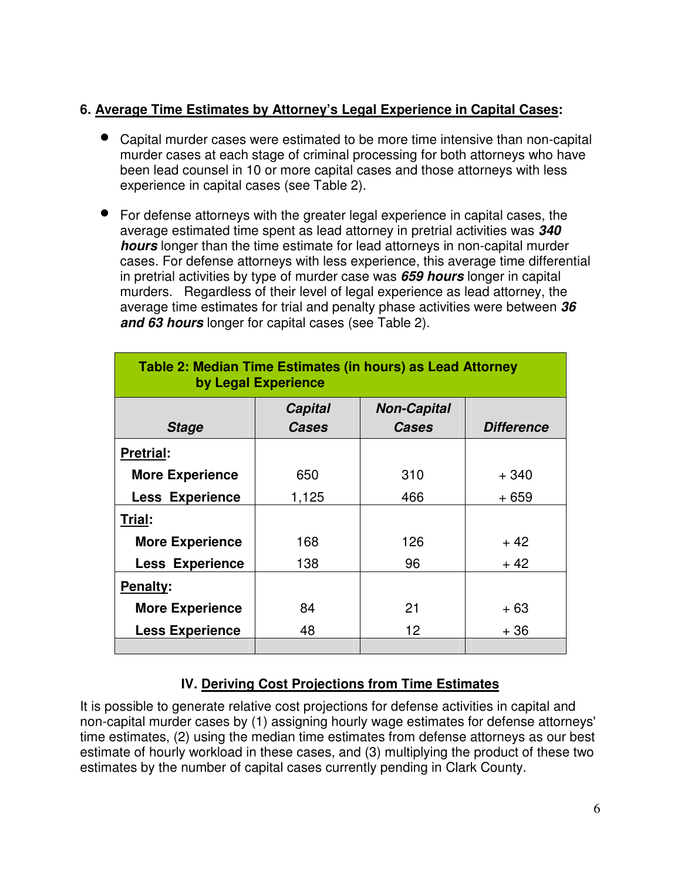## 6. Average Time Estimates by Attorney's Legal Experience in Capital Cases:

- Capital murder cases were estimated to be more time intensive than non-capital murder cases at each stage of criminal processing for both attorneys who have been lead counsel in 10 or more capital cases and those attorneys with less experience in capital cases (see Table 2).

- For defense attorneys with the greater legal experience in capital cases, the average estimated time spent as lead attorney in pretrial activities was ***340 hours*** longer than the time estimate for lead attorneys in non-capital murder cases. For defense attorneys with less experience, this average time differential in pretrial activities by type of murder case was ***659 hours*** longer in capital murders. Regardless of their level of legal experience as lead attorney, the average time estimates for trial and penalty phase activities were between ***36 and 63 hours*** longer for capital cases (see Table 2).

**Table 2: Median Time Estimates (in hours) as Lead Attorney by Legal Experience**

| ***Stage*** | ***Capital Cases*** | ***Non-Capital Cases*** | ***Difference*** |
|---|---|---|---|
| **Pretrial:** | | | |
| **More Experience** | 650 | 310 | + 340 |
| **Less Experience** | 1,125 | 466 | + 659 |
| **Trial:** | | | |
| **More Experience** | 168 | 126 | + 42 |
| **Less Experience** | 138 | 96 | + 42 |
| **Penalty:** | | | |
| **More Experience** | 84 | 21 | + 63 |
| **Less Experience** | 48 | 12 | + 36 |

## IV. Deriving Cost Projections from Time Estimates

It is possible to generate relative cost projections for defense activities in capital and non-capital murder cases by (1) assigning hourly wage estimates for defense attorneys' time estimates, (2) using the median time estimates from defense attorneys as our best estimate of hourly workload in these cases, and (3) multiplying the product of these two estimates by the number of capital cases currently pending in Clark County.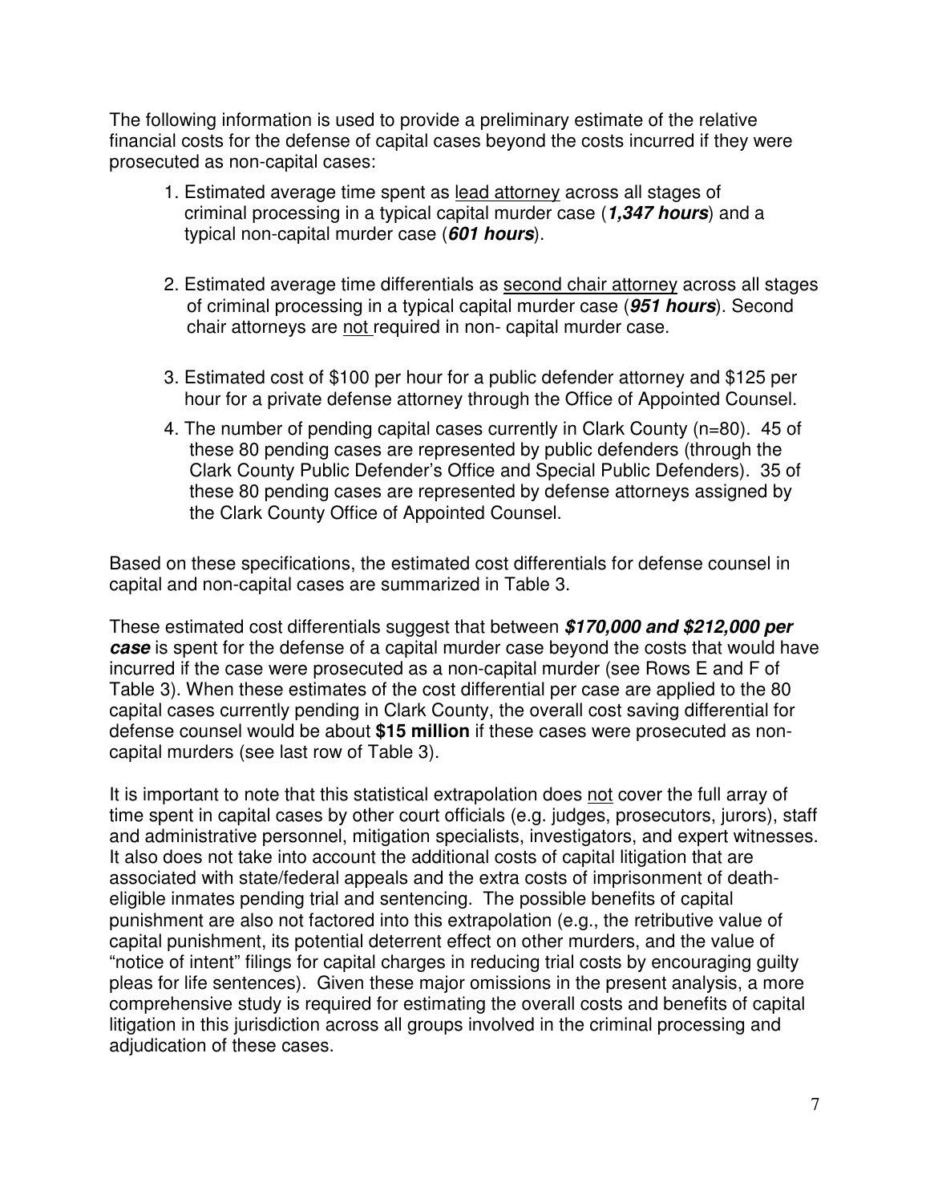The following information is used to provide a preliminary estimate of the relative financial costs for the defense of capital cases beyond the costs incurred if they were prosecuted as non-capital cases:

1. Estimated average time spent as lead attorney across all stages of criminal processing in a typical capital murder case (***1,347 hours***) and a typical non-capital murder case (***601 hours***).

2. Estimated average time differentials as second chair attorney across all stages of criminal processing in a typical capital murder case (***951 hours***). Second chair attorneys are not required in non- capital murder case.

3. Estimated cost of $100 per hour for a public defender attorney and $125 per hour for a private defense attorney through the Office of Appointed Counsel.

4. The number of pending capital cases currently in Clark County (n=80). 45 of these 80 pending cases are represented by public defenders (through the Clark County Public Defender's Office and Special Public Defenders). 35 of these 80 pending cases are represented by defense attorneys assigned by the Clark County Office of Appointed Counsel.

Based on these specifications, the estimated cost differentials for defense counsel in capital and non-capital cases are summarized in Table 3.

These estimated cost differentials suggest that between ***$170,000 and $212,000 per case*** is spent for the defense of a capital murder case beyond the costs that would have incurred if the case were prosecuted as a non-capital murder (see Rows E and F of Table 3). When these estimates of the cost differential per case are applied to the 80 capital cases currently pending in Clark County, the overall cost saving differential for defense counsel would be about **$15 million** if these cases were prosecuted as non-capital murders (see last row of Table 3).

It is important to note that this statistical extrapolation does not cover the full array of time spent in capital cases by other court officials (e.g. judges, prosecutors, jurors), staff and administrative personnel, mitigation specialists, investigators, and expert witnesses. It also does not take into account the additional costs of capital litigation that are associated with state/federal appeals and the extra costs of imprisonment of death-eligible inmates pending trial and sentencing. The possible benefits of capital punishment are also not factored into this extrapolation (e.g., the retributive value of capital punishment, its potential deterrent effect on other murders, and the value of "notice of intent" filings for capital charges in reducing trial costs by encouraging guilty pleas for life sentences). Given these major omissions in the present analysis, a more comprehensive study is required for estimating the overall costs and benefits of capital litigation in this jurisdiction across all groups involved in the criminal processing and adjudication of these cases.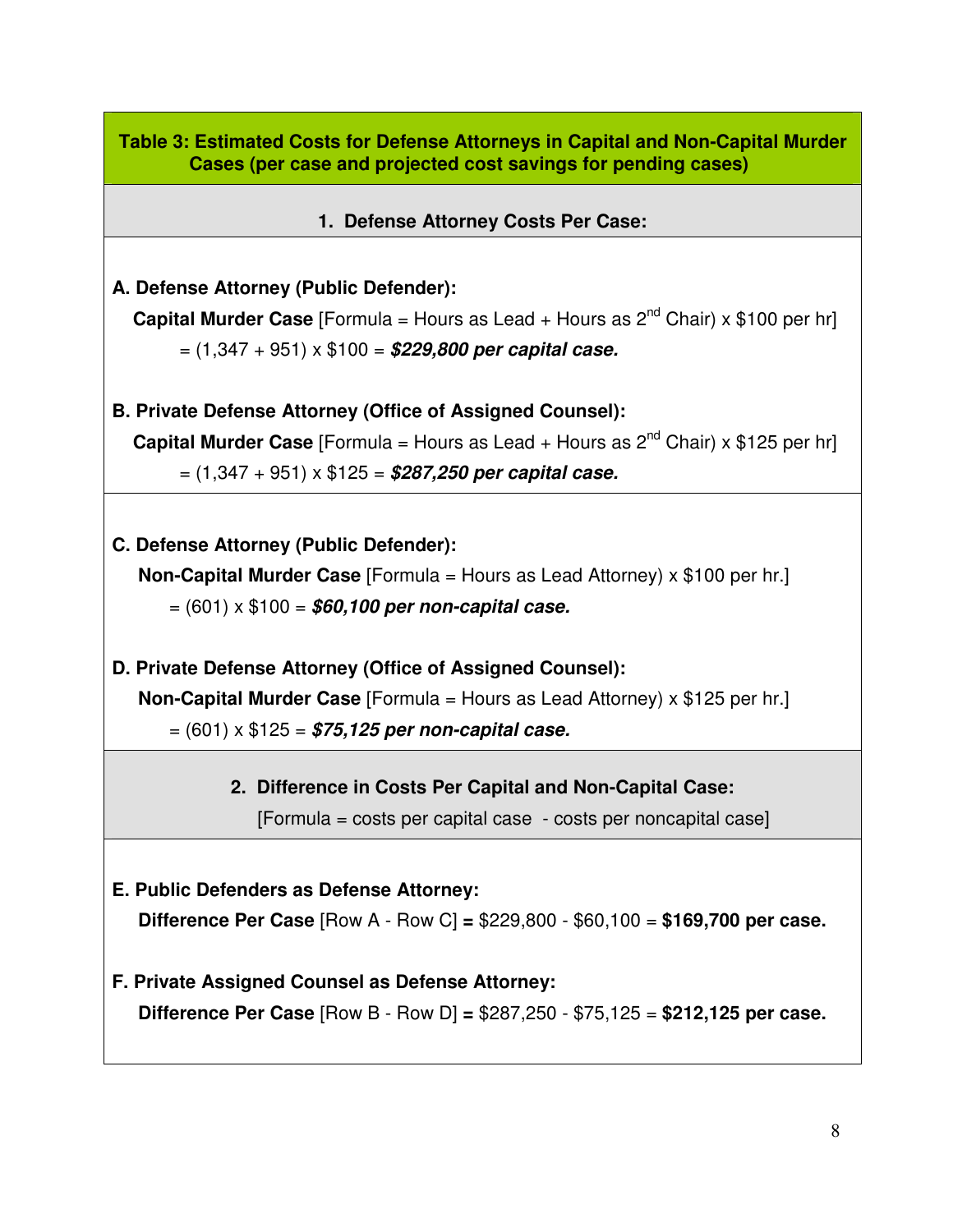**Table 3: Estimated Costs for Defense Attorneys in Capital and Non-Capital Murder Cases (per case and projected cost savings for pending cases)**

**1. Defense Attorney Costs Per Case:**

**A. Defense Attorney (Public Defender):**

**Capital Murder Case** [Formula = Hours as Lead + Hours as 2nd Chair) x $100 per hr]

= (1,347 + 951) x $100 = ***$229,800 per capital case.***

**B. Private Defense Attorney (Office of Assigned Counsel):**

**Capital Murder Case** [Formula = Hours as Lead + Hours as 2nd Chair) x $125 per hr]

= (1,347 + 951) x $125 = ***$287,250 per capital case.***

**C. Defense Attorney (Public Defender):**

**Non-Capital Murder Case** [Formula = Hours as Lead Attorney) x $100 per hr.]

= (601) x $100 = ***$60,100 per non-capital case.***

**D. Private Defense Attorney (Office of Assigned Counsel):**

**Non-Capital Murder Case** [Formula = Hours as Lead Attorney) x $125 per hr.]

= (601) x $125 = ***$75,125 per non-capital case.***

**2. Difference in Costs Per Capital and Non-Capital Case:**

[Formula = costs per capital case - costs per noncapital case]

**E. Public Defenders as Defense Attorney:**

**Difference Per Case** [Row A - Row C] **=** $229,800 - $60,100 = **$169,700 per case.**

**F. Private Assigned Counsel as Defense Attorney:**

**Difference Per Case** [Row B - Row D] **=** $287,250 - $75,125 = **$212,125 per case.**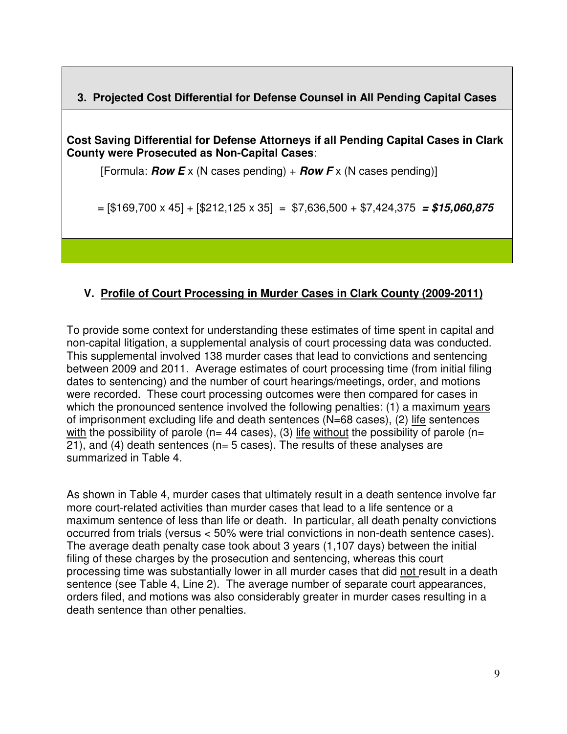### 3. Projected Cost Differential for Defense Counsel in All Pending Capital Cases

**Cost Saving Differential for Defense Attorneys if all Pending Capital Cases in Clark County were Prosecuted as Non-Capital Cases**:

[Formula: ***Row E*** x (N cases pending) + ***Row F*** x (N cases pending)]

= [$169,700 x 45] + [$212,125 x 35] = $7,636,500 + $7,424,375 ***= $15,060,875***

## V. Profile of Court Processing in Murder Cases in Clark County (2009-2011)

To provide some context for understanding these estimates of time spent in capital and non-capital litigation, a supplemental analysis of court processing data was conducted. This supplemental involved 138 murder cases that lead to convictions and sentencing between 2009 and 2011. Average estimates of court processing time (from initial filing dates to sentencing) and the number of court hearings/meetings, order, and motions were recorded. These court processing outcomes were then compared for cases in which the pronounced sentence involved the following penalties: (1) a maximum years of imprisonment excluding life and death sentences (N=68 cases), (2) life sentences with the possibility of parole (n= 44 cases), (3) life without the possibility of parole (n= 21), and (4) death sentences (n= 5 cases). The results of these analyses are summarized in Table 4.

As shown in Table 4, murder cases that ultimately result in a death sentence involve far more court-related activities than murder cases that lead to a life sentence or a maximum sentence of less than life or death. In particular, all death penalty convictions occurred from trials (versus < 50% were trial convictions in non-death sentence cases). The average death penalty case took about 3 years (1,107 days) between the initial filing of these charges by the prosecution and sentencing, whereas this court processing time was substantially lower in all murder cases that did not result in a death sentence (see Table 4, Line 2). The average number of separate court appearances, orders filed, and motions was also considerably greater in murder cases resulting in a death sentence than other penalties.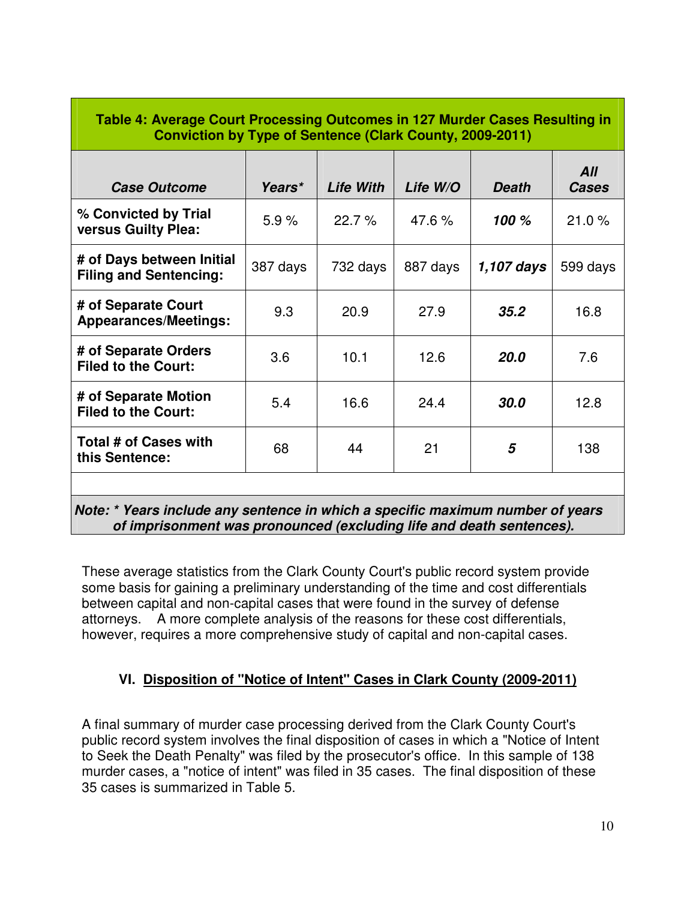| Table 4: Average Court Processing Outcomes in 127 Murder Cases Resulting in Conviction by Type of Sentence (Clark County, 2009-2011) | | | | | |
|---|---|---|---|---|---|
| ***Case Outcome*** | ***Years**** | ***Life With*** | ***Life W/O*** | ***Death*** | ***All Cases*** |
| **% Convicted by Trial versus Guilty Plea:** | 5.9 % | 22.7 % | 47.6 % | ***100 %*** | 21.0 % |
| **# of Days between Initial Filing and Sentencing:** | 387 days | 732 days | 887 days | ***1,107 days*** | 599 days |
| **# of Separate Court Appearances/Meetings:** | 9.3 | 20.9 | 27.9 | ***35.2*** | 16.8 |
| **# of Separate Orders Filed to the Court:** | 3.6 | 10.1 | 12.6 | ***20.0*** | 7.6 |
| **# of Separate Motion Filed to the Court:** | 5.4 | 16.6 | 24.4 | ***30.0*** | 12.8 |
| **Total # of Cases with this Sentence:** | 68 | 44 | 21 | ***5*** | 138 |

***Note: * Years include any sentence in which a specific maximum number of years of imprisonment was pronounced (excluding life and death sentences).***

These average statistics from the Clark County Court's public record system provide some basis for gaining a preliminary understanding of the time and cost differentials between capital and non-capital cases that were found in the survey of defense attorneys. A more complete analysis of the reasons for these cost differentials, however, requires a more comprehensive study of capital and non-capital cases.

## VI. Disposition of "Notice of Intent" Cases in Clark County (2009-2011)

A final summary of murder case processing derived from the Clark County Court's public record system involves the final disposition of cases in which a "Notice of Intent to Seek the Death Penalty" was filed by the prosecutor's office. In this sample of 138 murder cases, a "notice of intent" was filed in 35 cases. The final disposition of these 35 cases is summarized in Table 5.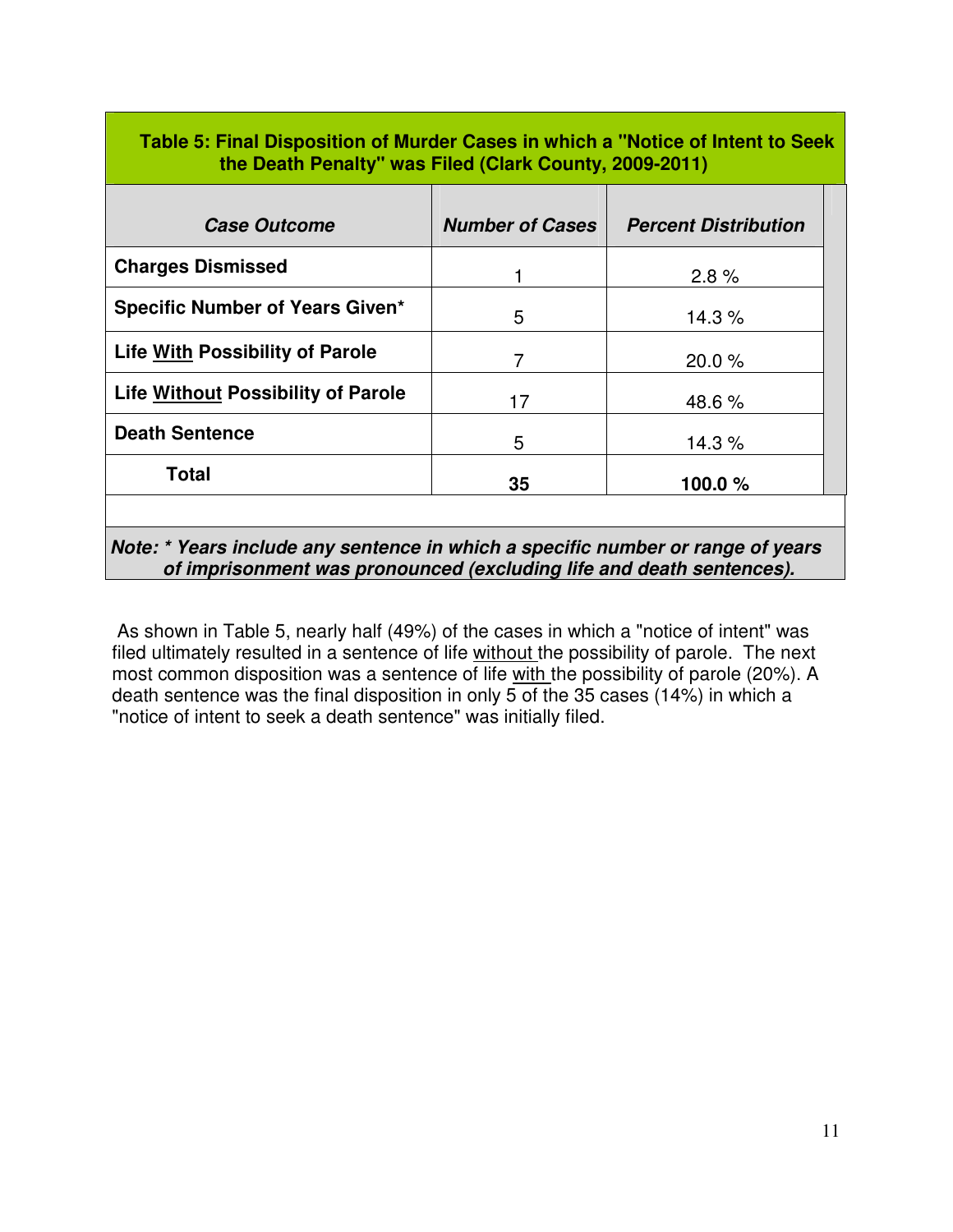**Table 5: Final Disposition of Murder Cases in which a "Notice of Intent to Seek the Death Penalty" was Filed (Clark County, 2009-2011)**

| *Case Outcome* | *Number of Cases* | *Percent Distribution* |
|---|---|---|
| **Charges Dismissed** | 1 | 2.8 % |
| **Specific Number of Years Given*** | 5 | 14.3 % |
| **Life <u>With</u> Possibility of Parole** | 7 | 20.0 % |
| **Life <u>Without</u> Possibility of Parole** | 17 | 48.6 % |
| **Death Sentence** | 5 | 14.3 % |
| **Total** | **35** | **100.0 %** |

***Note: * Years include any sentence in which a specific number or range of years of imprisonment was pronounced (excluding life and death sentences).***

As shown in Table 5, nearly half (49%) of the cases in which a "notice of intent" was filed ultimately resulted in a sentence of life <u>without</u> the possibility of parole. The next most common disposition was a sentence of life <u>with</u> the possibility of parole (20%). A death sentence was the final disposition in only 5 of the 35 cases (14%) in which a "notice of intent to seek a death sentence" was initially filed.